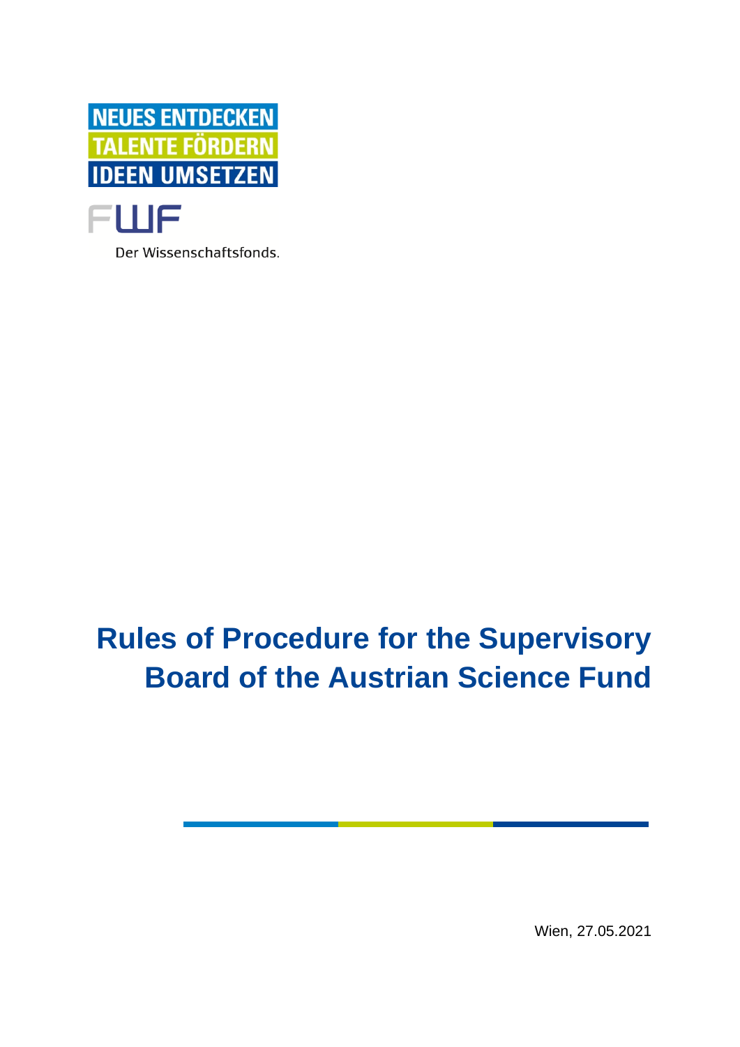NEUES ENTDECKEN
TALENTE FÖRDERN
IDEEN UMSETZEN

FWF

Der Wissenschaftsfonds.

# Rules of Procedure for the Supervisory Board of the Austrian Science Fund

Wien, 27.05.2021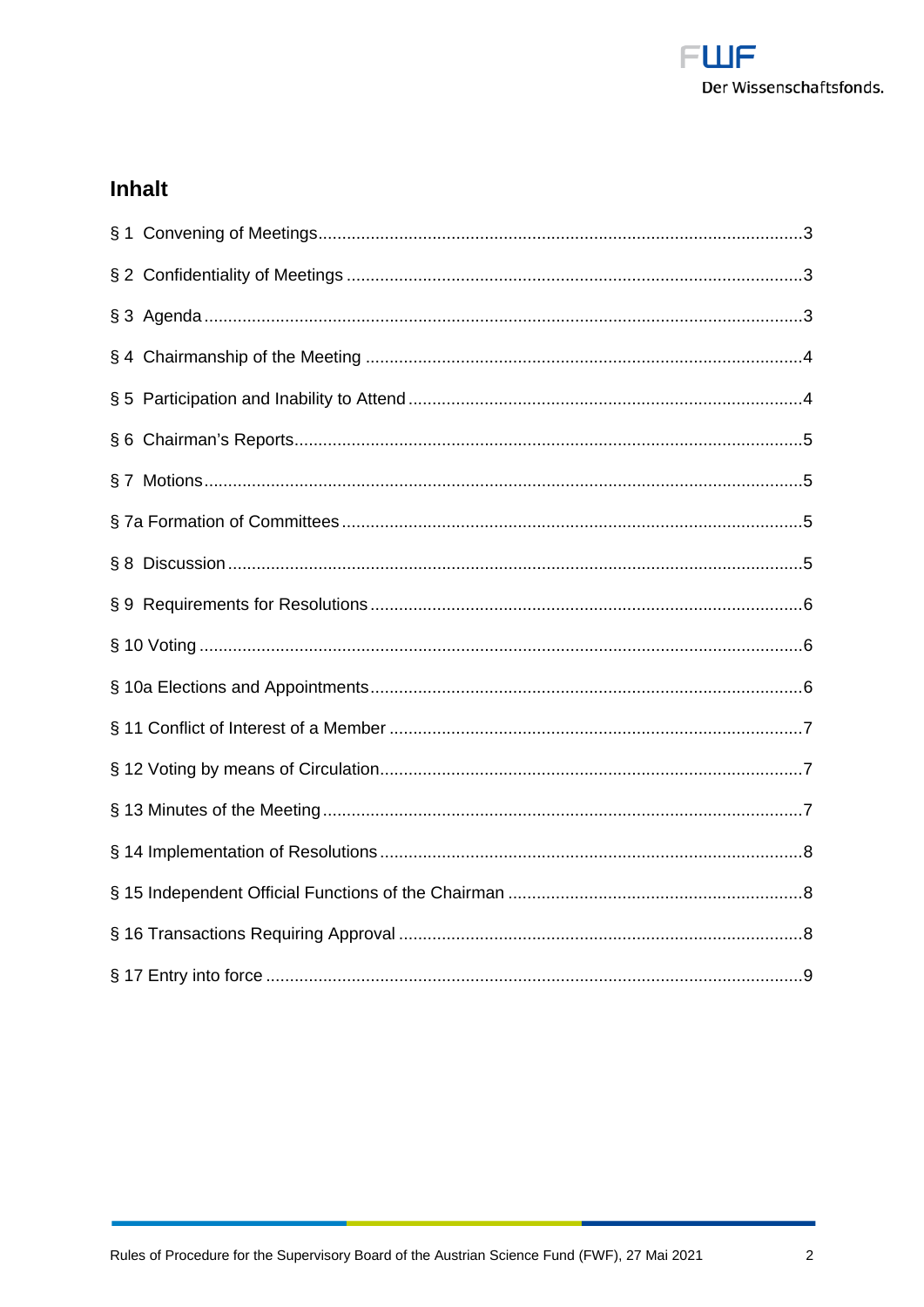# Inhalt

§ 1 Convening of Meetings....................3

§ 2 Confidentiality of Meetings....................3

§ 3 Agenda....................3

§ 4 Chairmanship of the Meeting....................4

§ 5 Participation and Inability to Attend....................4

§ 6 Chairman's Reports....................5

§ 7 Motions....................5

§ 7a Formation of Committees....................5

§ 8 Discussion....................5

§ 9 Requirements for Resolutions....................6

§ 10 Voting....................6

§ 10a Elections and Appointments....................6

§ 11 Conflict of Interest of a Member....................7

§ 12 Voting by means of Circulation....................7

§ 13 Minutes of the Meeting....................7

§ 14 Implementation of Resolutions....................8

§ 15 Independent Official Functions of the Chairman....................8

§ 16 Transactions Requiring Approval....................8

§ 17 Entry into force....................9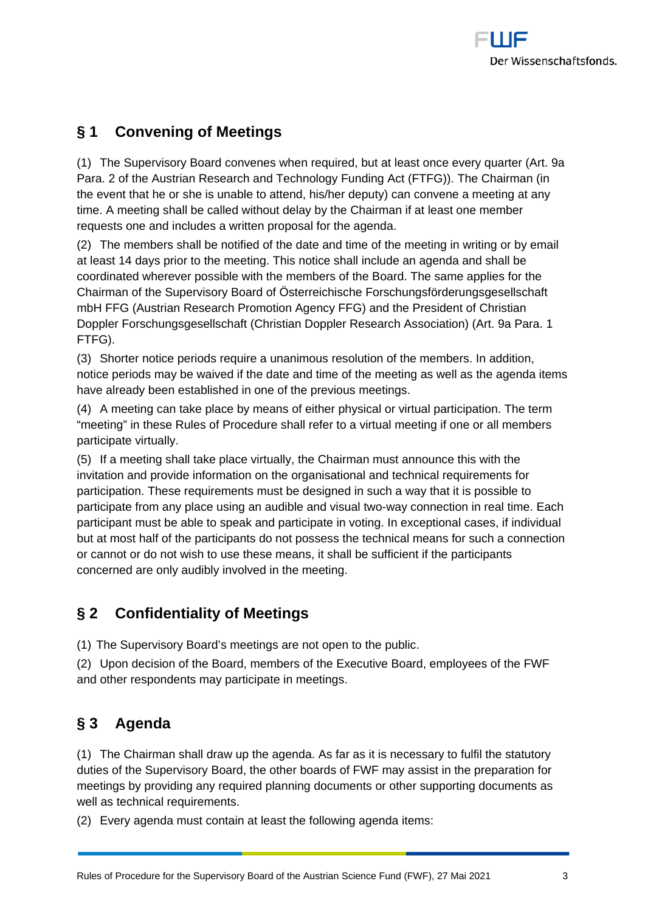## § 1 Convening of Meetings

(1) The Supervisory Board convenes when required, but at least once every quarter (Art. 9a Para. 2 of the Austrian Research and Technology Funding Act (FTFG)). The Chairman (in the event that he or she is unable to attend, his/her deputy) can convene a meeting at any time. A meeting shall be called without delay by the Chairman if at least one member requests one and includes a written proposal for the agenda.

(2) The members shall be notified of the date and time of the meeting in writing or by email at least 14 days prior to the meeting. This notice shall include an agenda and shall be coordinated wherever possible with the members of the Board. The same applies for the Chairman of the Supervisory Board of Österreichische Forschungsförderungsgesellschaft mbH FFG (Austrian Research Promotion Agency FFG) and the President of Christian Doppler Forschungsgesellschaft (Christian Doppler Research Association) (Art. 9a Para. 1 FTFG).

(3) Shorter notice periods require a unanimous resolution of the members. In addition, notice periods may be waived if the date and time of the meeting as well as the agenda items have already been established in one of the previous meetings.

(4) A meeting can take place by means of either physical or virtual participation. The term "meeting" in these Rules of Procedure shall refer to a virtual meeting if one or all members participate virtually.

(5) If a meeting shall take place virtually, the Chairman must announce this with the invitation and provide information on the organisational and technical requirements for participation. These requirements must be designed in such a way that it is possible to participate from any place using an audible and visual two-way connection in real time. Each participant must be able to speak and participate in voting. In exceptional cases, if individual but at most half of the participants do not possess the technical means for such a connection or cannot or do not wish to use these means, it shall be sufficient if the participants concerned are only audibly involved in the meeting.

## § 2 Confidentiality of Meetings

(1) The Supervisory Board's meetings are not open to the public.

(2) Upon decision of the Board, members of the Executive Board, employees of the FWF and other respondents may participate in meetings.

## § 3 Agenda

(1) The Chairman shall draw up the agenda. As far as it is necessary to fulfil the statutory duties of the Supervisory Board, the other boards of FWF may assist in the preparation for meetings by providing any required planning documents or other supporting documents as well as technical requirements.

(2) Every agenda must contain at least the following agenda items: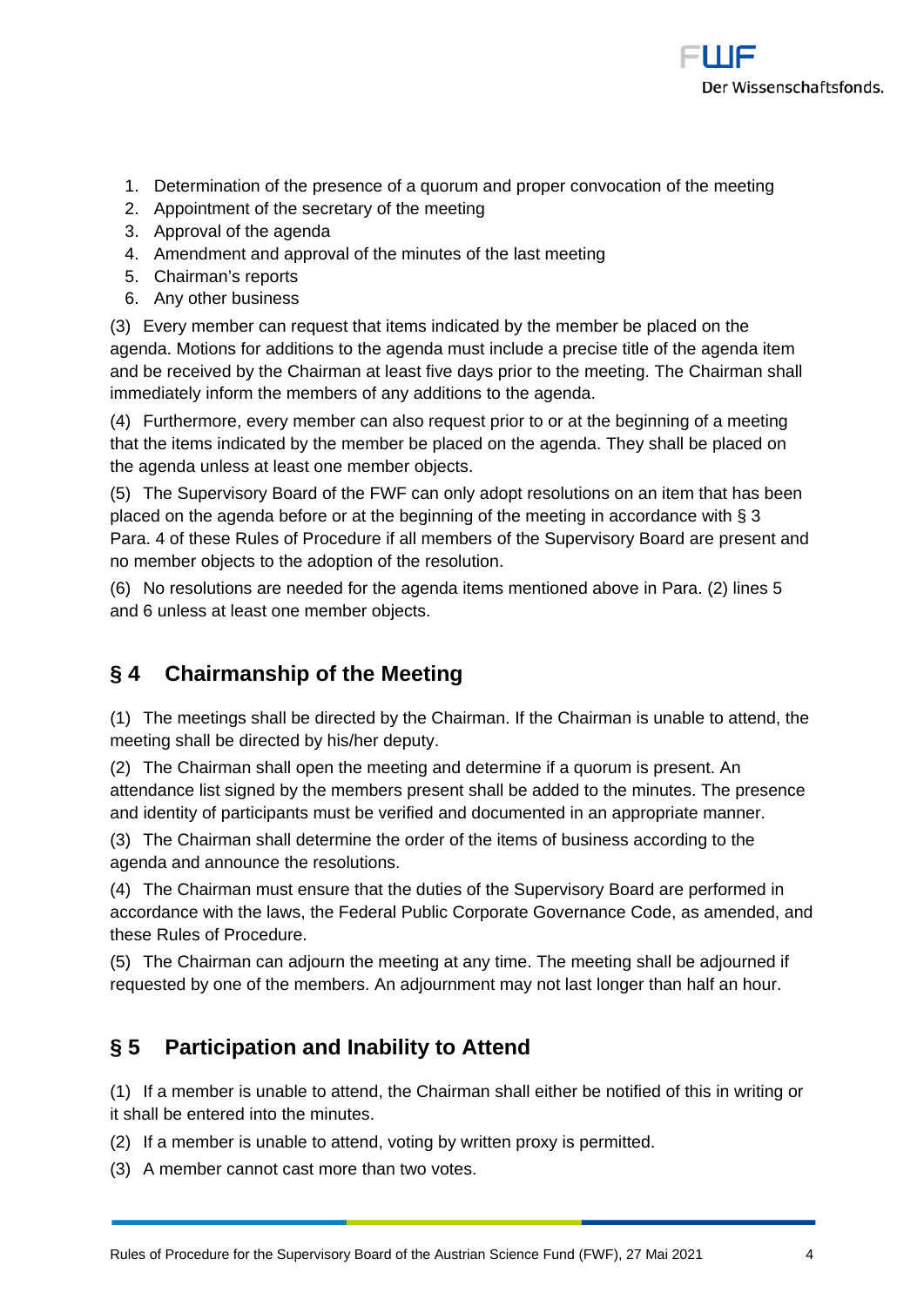1. Determination of the presence of a quorum and proper convocation of the meeting
2. Appointment of the secretary of the meeting
3. Approval of the agenda
4. Amendment and approval of the minutes of the last meeting
5. Chairman's reports
6. Any other business

(3) Every member can request that items indicated by the member be placed on the agenda. Motions for additions to the agenda must include a precise title of the agenda item and be received by the Chairman at least five days prior to the meeting. The Chairman shall immediately inform the members of any additions to the agenda.

(4) Furthermore, every member can also request prior to or at the beginning of a meeting that the items indicated by the member be placed on the agenda. They shall be placed on the agenda unless at least one member objects.

(5) The Supervisory Board of the FWF can only adopt resolutions on an item that has been placed on the agenda before or at the beginning of the meeting in accordance with § 3 Para. 4 of these Rules of Procedure if all members of the Supervisory Board are present and no member objects to the adoption of the resolution.

(6) No resolutions are needed for the agenda items mentioned above in Para. (2) lines 5 and 6 unless at least one member objects.

## § 4 Chairmanship of the Meeting

(1) The meetings shall be directed by the Chairman. If the Chairman is unable to attend, the meeting shall be directed by his/her deputy.

(2) The Chairman shall open the meeting and determine if a quorum is present. An attendance list signed by the members present shall be added to the minutes. The presence and identity of participants must be verified and documented in an appropriate manner.

(3) The Chairman shall determine the order of the items of business according to the agenda and announce the resolutions.

(4) The Chairman must ensure that the duties of the Supervisory Board are performed in accordance with the laws, the Federal Public Corporate Governance Code, as amended, and these Rules of Procedure.

(5) The Chairman can adjourn the meeting at any time. The meeting shall be adjourned if requested by one of the members. An adjournment may not last longer than half an hour.

## § 5 Participation and Inability to Attend

(1) If a member is unable to attend, the Chairman shall either be notified of this in writing or it shall be entered into the minutes.

(2) If a member is unable to attend, voting by written proxy is permitted.

(3) A member cannot cast more than two votes.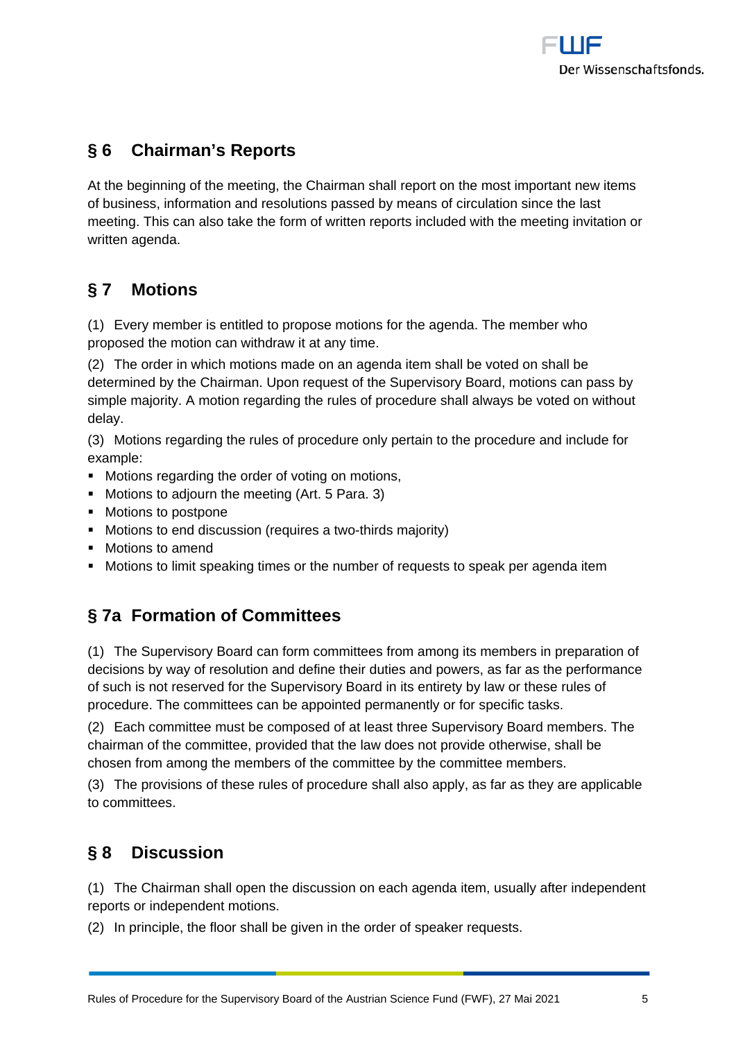## § 6 Chairman's Reports

At the beginning of the meeting, the Chairman shall report on the most important new items of business, information and resolutions passed by means of circulation since the last meeting. This can also take the form of written reports included with the meeting invitation or written agenda.

## § 7 Motions

(1) Every member is entitled to propose motions for the agenda. The member who proposed the motion can withdraw it at any time.

(2) The order in which motions made on an agenda item shall be voted on shall be determined by the Chairman. Upon request of the Supervisory Board, motions can pass by simple majority. A motion regarding the rules of procedure shall always be voted on without delay.

(3) Motions regarding the rules of procedure only pertain to the procedure and include for example:

- Motions regarding the order of voting on motions,
- Motions to adjourn the meeting (Art. 5 Para. 3)
- Motions to postpone
- Motions to end discussion (requires a two-thirds majority)
- Motions to amend
- Motions to limit speaking times or the number of requests to speak per agenda item

## § 7a Formation of Committees

(1) The Supervisory Board can form committees from among its members in preparation of decisions by way of resolution and define their duties and powers, as far as the performance of such is not reserved for the Supervisory Board in its entirety by law or these rules of procedure. The committees can be appointed permanently or for specific tasks.

(2) Each committee must be composed of at least three Supervisory Board members. The chairman of the committee, provided that the law does not provide otherwise, shall be chosen from among the members of the committee by the committee members.

(3) The provisions of these rules of procedure shall also apply, as far as they are applicable to committees.

## § 8 Discussion

(1) The Chairman shall open the discussion on each agenda item, usually after independent reports or independent motions.

(2) In principle, the floor shall be given in the order of speaker requests.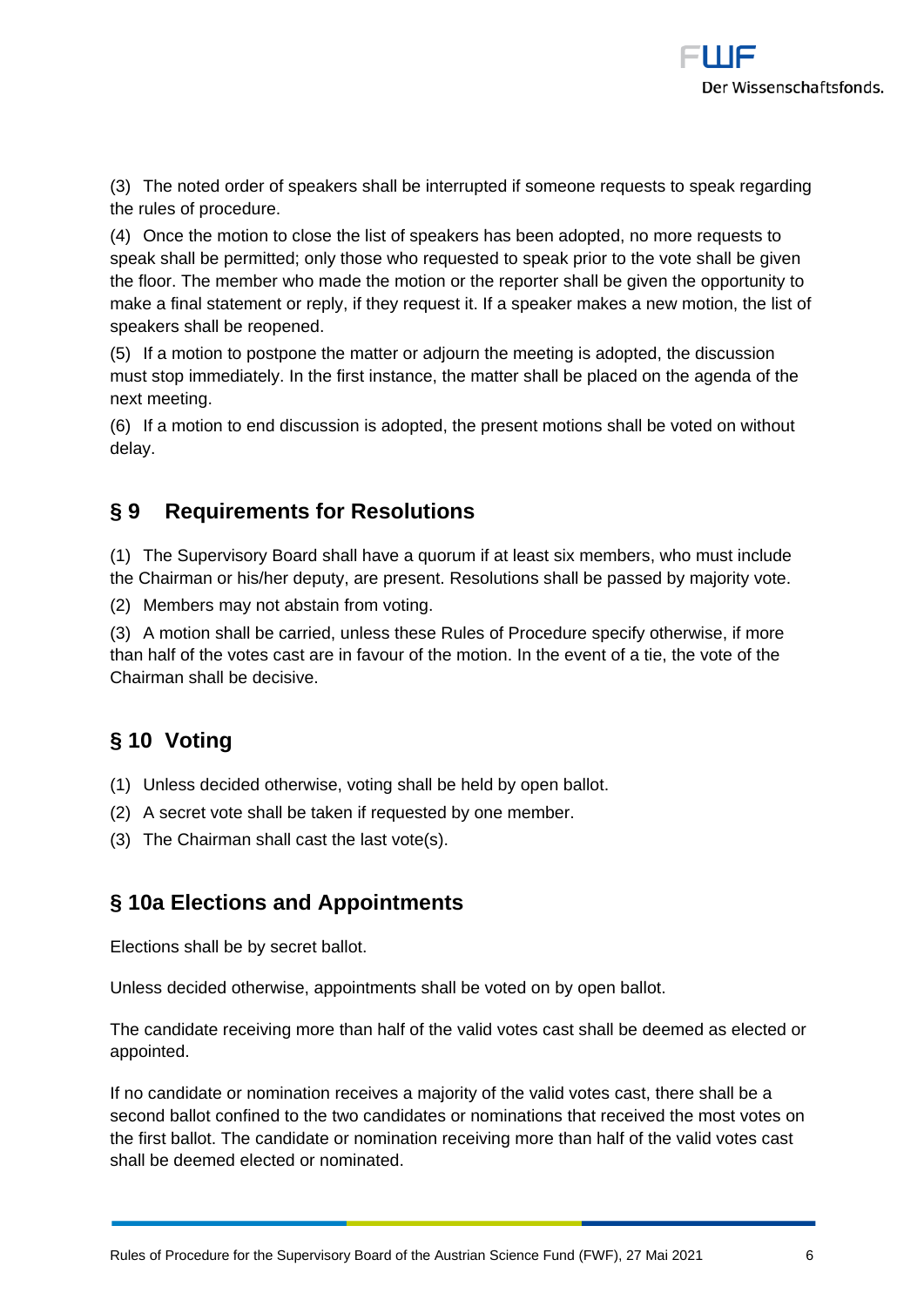(3) The noted order of speakers shall be interrupted if someone requests to speak regarding the rules of procedure.

(4) Once the motion to close the list of speakers has been adopted, no more requests to speak shall be permitted; only those who requested to speak prior to the vote shall be given the floor. The member who made the motion or the reporter shall be given the opportunity to make a final statement or reply, if they request it. If a speaker makes a new motion, the list of speakers shall be reopened.

(5) If a motion to postpone the matter or adjourn the meeting is adopted, the discussion must stop immediately. In the first instance, the matter shall be placed on the agenda of the next meeting.

(6) If a motion to end discussion is adopted, the present motions shall be voted on without delay.

## § 9 Requirements for Resolutions

(1) The Supervisory Board shall have a quorum if at least six members, who must include the Chairman or his/her deputy, are present. Resolutions shall be passed by majority vote.

(2) Members may not abstain from voting.

(3) A motion shall be carried, unless these Rules of Procedure specify otherwise, if more than half of the votes cast are in favour of the motion. In the event of a tie, the vote of the Chairman shall be decisive.

## § 10 Voting

(1) Unless decided otherwise, voting shall be held by open ballot.

(2) A secret vote shall be taken if requested by one member.

(3) The Chairman shall cast the last vote(s).

## § 10a Elections and Appointments

Elections shall be by secret ballot.

Unless decided otherwise, appointments shall be voted on by open ballot.

The candidate receiving more than half of the valid votes cast shall be deemed as elected or appointed.

If no candidate or nomination receives a majority of the valid votes cast, there shall be a second ballot confined to the two candidates or nominations that received the most votes on the first ballot. The candidate or nomination receiving more than half of the valid votes cast shall be deemed elected or nominated.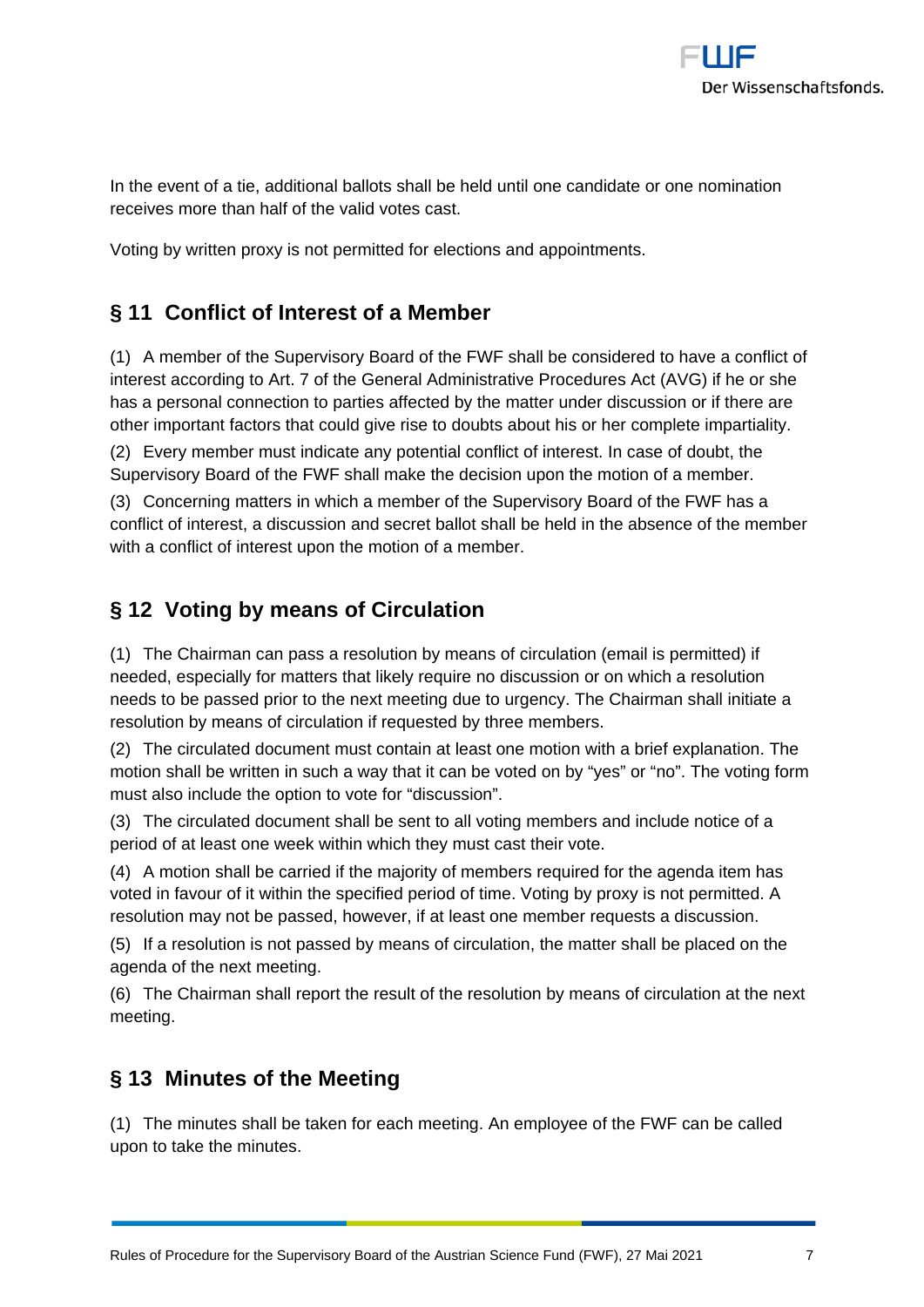In the event of a tie, additional ballots shall be held until one candidate or one nomination receives more than half of the valid votes cast.

Voting by written proxy is not permitted for elections and appointments.

## § 11 Conflict of Interest of a Member

(1) A member of the Supervisory Board of the FWF shall be considered to have a conflict of interest according to Art. 7 of the General Administrative Procedures Act (AVG) if he or she has a personal connection to parties affected by the matter under discussion or if there are other important factors that could give rise to doubts about his or her complete impartiality.

(2) Every member must indicate any potential conflict of interest. In case of doubt, the Supervisory Board of the FWF shall make the decision upon the motion of a member.

(3) Concerning matters in which a member of the Supervisory Board of the FWF has a conflict of interest, a discussion and secret ballot shall be held in the absence of the member with a conflict of interest upon the motion of a member.

## § 12 Voting by means of Circulation

(1) The Chairman can pass a resolution by means of circulation (email is permitted) if needed, especially for matters that likely require no discussion or on which a resolution needs to be passed prior to the next meeting due to urgency. The Chairman shall initiate a resolution by means of circulation if requested by three members.

(2) The circulated document must contain at least one motion with a brief explanation. The motion shall be written in such a way that it can be voted on by "yes" or "no". The voting form must also include the option to vote for "discussion".

(3) The circulated document shall be sent to all voting members and include notice of a period of at least one week within which they must cast their vote.

(4) A motion shall be carried if the majority of members required for the agenda item has voted in favour of it within the specified period of time. Voting by proxy is not permitted. A resolution may not be passed, however, if at least one member requests a discussion.

(5) If a resolution is not passed by means of circulation, the matter shall be placed on the agenda of the next meeting.

(6) The Chairman shall report the result of the resolution by means of circulation at the next meeting.

## § 13 Minutes of the Meeting

(1) The minutes shall be taken for each meeting. An employee of the FWF can be called upon to take the minutes.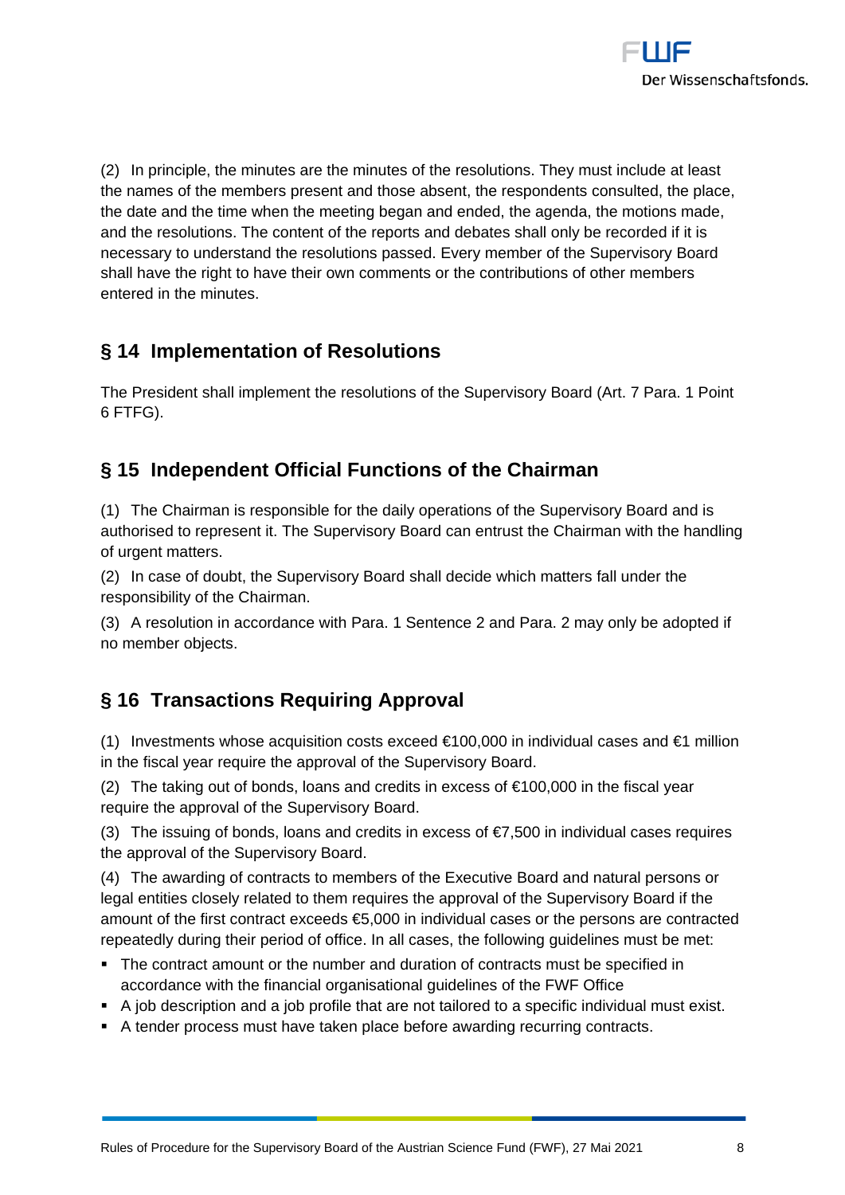(2) In principle, the minutes are the minutes of the resolutions. They must include at least the names of the members present and those absent, the respondents consulted, the place, the date and the time when the meeting began and ended, the agenda, the motions made, and the resolutions. The content of the reports and debates shall only be recorded if it is necessary to understand the resolutions passed. Every member of the Supervisory Board shall have the right to have their own comments or the contributions of other members entered in the minutes.

## § 14 Implementation of Resolutions

The President shall implement the resolutions of the Supervisory Board (Art. 7 Para. 1 Point 6 FTFG).

## § 15 Independent Official Functions of the Chairman

(1) The Chairman is responsible for the daily operations of the Supervisory Board and is authorised to represent it. The Supervisory Board can entrust the Chairman with the handling of urgent matters.

(2) In case of doubt, the Supervisory Board shall decide which matters fall under the responsibility of the Chairman.

(3) A resolution in accordance with Para. 1 Sentence 2 and Para. 2 may only be adopted if no member objects.

## § 16 Transactions Requiring Approval

(1) Investments whose acquisition costs exceed €100,000 in individual cases and €1 million in the fiscal year require the approval of the Supervisory Board.

(2) The taking out of bonds, loans and credits in excess of €100,000 in the fiscal year require the approval of the Supervisory Board.

(3) The issuing of bonds, loans and credits in excess of €7,500 in individual cases requires the approval of the Supervisory Board.

(4) The awarding of contracts to members of the Executive Board and natural persons or legal entities closely related to them requires the approval of the Supervisory Board if the amount of the first contract exceeds €5,000 in individual cases or the persons are contracted repeatedly during their period of office. In all cases, the following guidelines must be met:

- The contract amount or the number and duration of contracts must be specified in accordance with the financial organisational guidelines of the FWF Office
- A job description and a job profile that are not tailored to a specific individual must exist.
- A tender process must have taken place before awarding recurring contracts.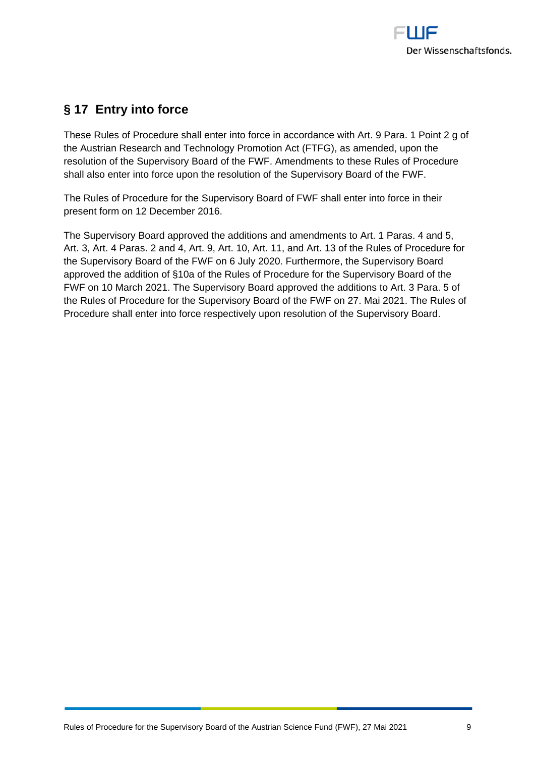## § 17 Entry into force

These Rules of Procedure shall enter into force in accordance with Art. 9 Para. 1 Point 2 g of the Austrian Research and Technology Promotion Act (FTFG), as amended, upon the resolution of the Supervisory Board of the FWF. Amendments to these Rules of Procedure shall also enter into force upon the resolution of the Supervisory Board of the FWF.

The Rules of Procedure for the Supervisory Board of FWF shall enter into force in their present form on 12 December 2016.

The Supervisory Board approved the additions and amendments to Art. 1 Paras. 4 and 5, Art. 3, Art. 4 Paras. 2 and 4, Art. 9, Art. 10, Art. 11, and Art. 13 of the Rules of Procedure for the Supervisory Board of the FWF on 6 July 2020. Furthermore, the Supervisory Board approved the addition of §10a of the Rules of Procedure for the Supervisory Board of the FWF on 10 March 2021. The Supervisory Board approved the additions to Art. 3 Para. 5 of the Rules of Procedure for the Supervisory Board of the FWF on 27. Mai 2021. The Rules of Procedure shall enter into force respectively upon resolution of the Supervisory Board.